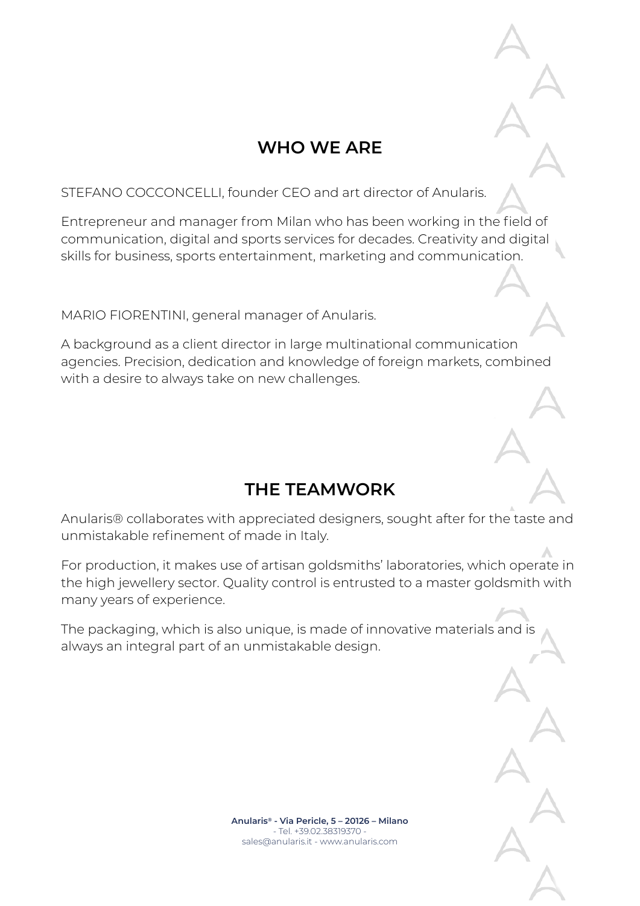## WHO WE ARE

STEFANO COCCONCELLI, founder CEO and art director of Anularis.

Entrepreneur and manager from Milan who has been working in the field of communication, digital and sports services for decades. Creativity and digital skills for business, sports entertainment, marketing and communication.

MARIO FIORENTINI, general manager of Anularis.

A background as a client director in large multinational communication agencies. Precision, dedication and knowledge of foreign markets, combined with a desire to always take on new challenges.

## THE TEAMWORK

Anularis® collaborates with appreciated designers, sought after for the taste and unmistakable refinement of made in Italy.

For production, it makes use of artisan goldsmiths' laboratories, which operate in the high jewellery sector. Quality control is entrusted to a master goldsmith with many years of experience.

The packaging, which is also unique, is made of innovative materials and is always an integral part of an unmistakable design.

**Anularis® - Via Pericle, 5 – 20126 – Milano**
- Tel. +39.02.38319370 -
sales@anularis.it - www.anularis.com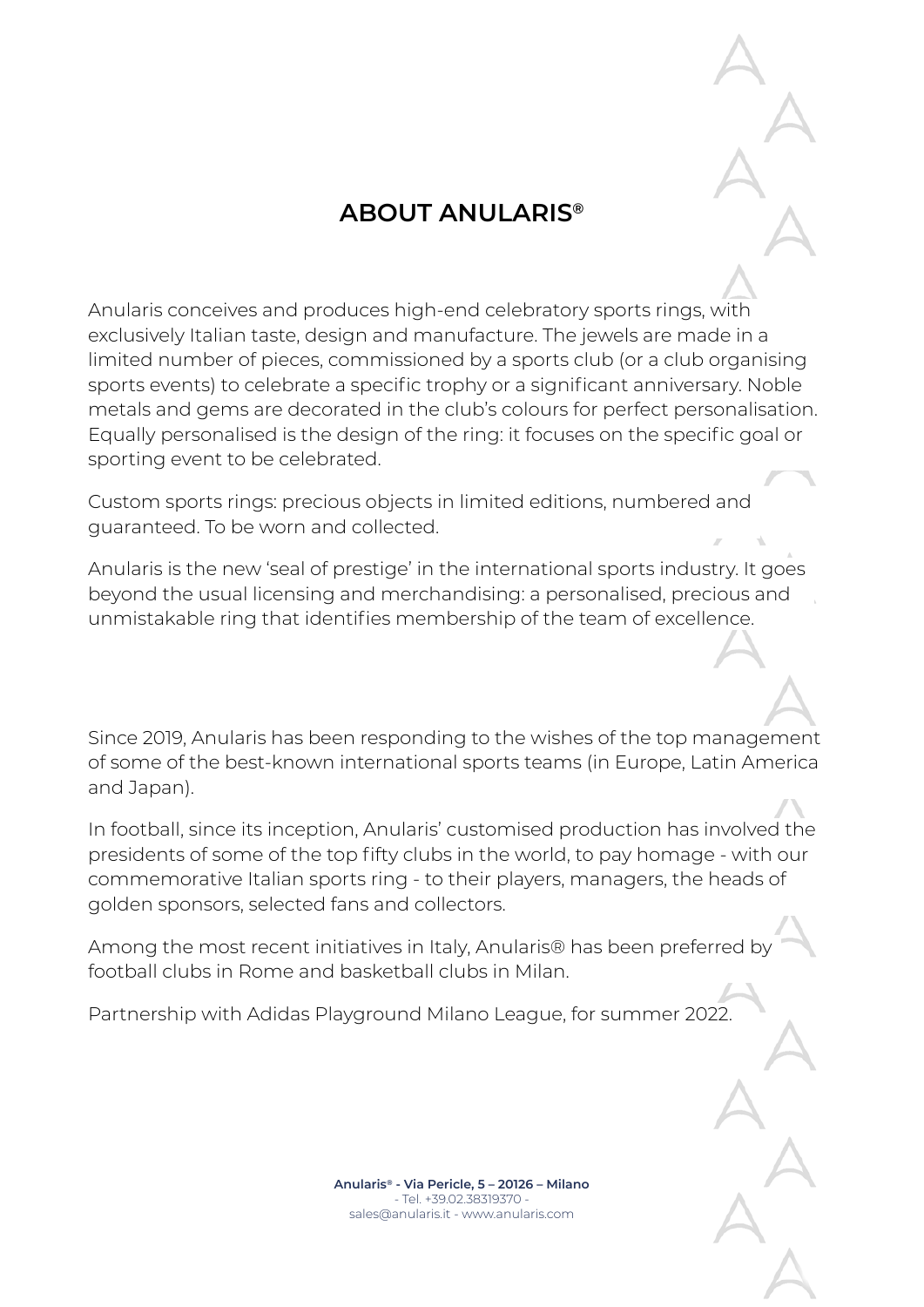# ABOUT ANULARIS®

Anularis conceives and produces high-end celebratory sports rings, with exclusively Italian taste, design and manufacture. The jewels are made in a limited number of pieces, commissioned by a sports club (or a club organising sports events) to celebrate a specific trophy or a significant anniversary. Noble metals and gems are decorated in the club's colours for perfect personalisation. Equally personalised is the design of the ring: it focuses on the specific goal or sporting event to be celebrated.

Custom sports rings: precious objects in limited editions, numbered and guaranteed. To be worn and collected.

Anularis is the new 'seal of prestige' in the international sports industry. It goes beyond the usual licensing and merchandising: a personalised, precious and unmistakable ring that identifies membership of the team of excellence.

Since 2019, Anularis has been responding to the wishes of the top management of some of the best-known international sports teams (in Europe, Latin America and Japan).

In football, since its inception, Anularis' customised production has involved the presidents of some of the top fifty clubs in the world, to pay homage - with our commemorative Italian sports ring - to their players, managers, the heads of golden sponsors, selected fans and collectors.

Among the most recent initiatives in Italy, Anularis® has been preferred by football clubs in Rome and basketball clubs in Milan.

Partnership with Adidas Playground Milano League, for summer 2022.

**Anularis® - Via Pericle, 5 – 20126 – Milano**
- Tel. +39.02.38319370 -
sales@anularis.it - www.anularis.com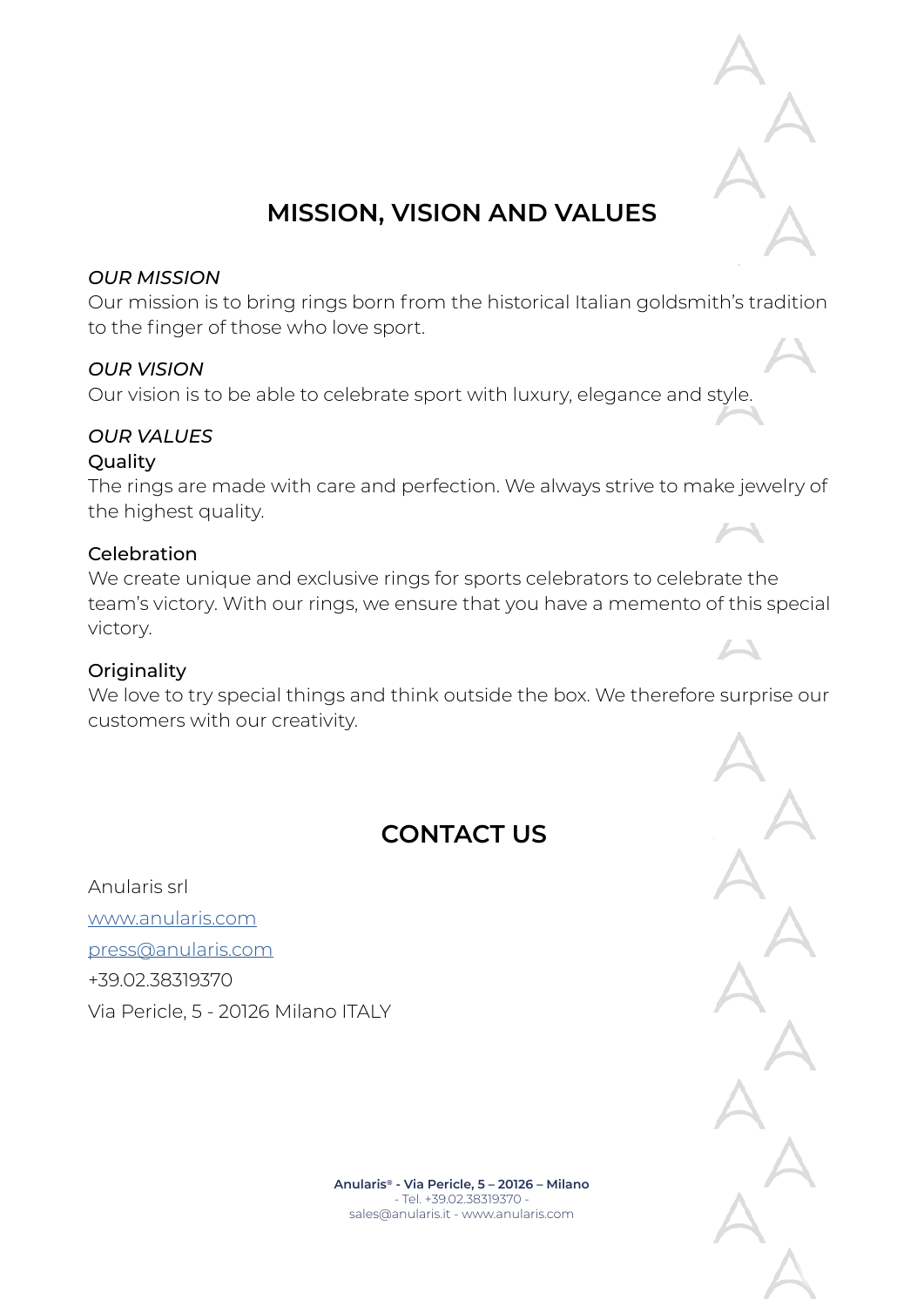## MISSION, VISION AND VALUES

*OUR MISSION*

Our mission is to bring rings born from the historical Italian goldsmith's tradition to the finger of those who love sport.

*OUR VISION*

Our vision is to be able to celebrate sport with luxury, elegance and style.

*OUR VALUES*

Quality

The rings are made with care and perfection. We always strive to make jewelry of the highest quality.

Celebration

We create unique and exclusive rings for sports celebrators to celebrate the team's victory. With our rings, we ensure that you have a memento of this special victory.

Originality

We love to try special things and think outside the box. We therefore surprise our customers with our creativity.

## CONTACT US

Anularis srl

[www.anularis.com](http://www.anularis.com)

[press@anularis.com](mailto:press@anularis.com)

+39.02.38319370

Via Pericle, 5 - 20126 Milano ITALY